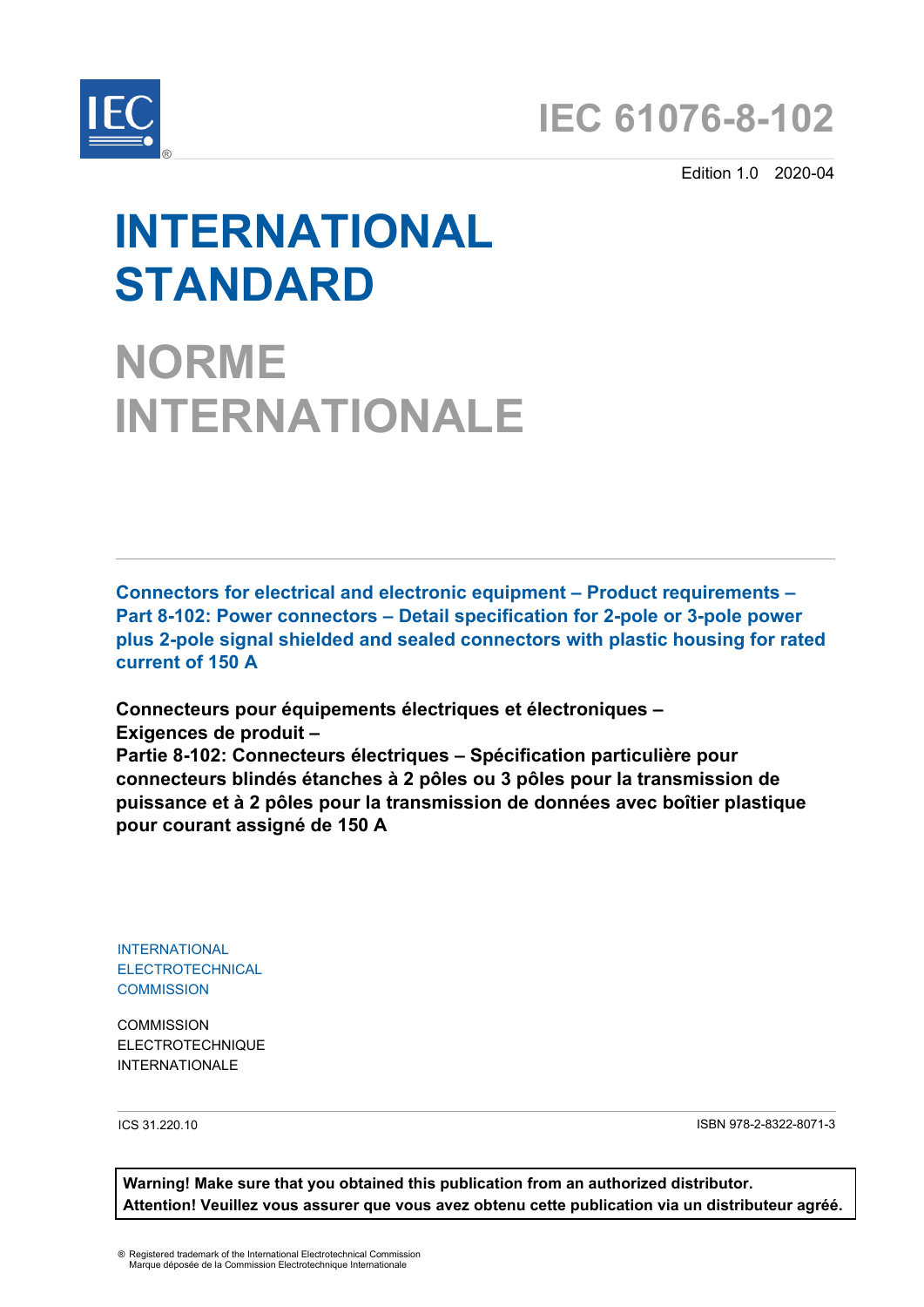# IEC 61076-8-102

Edition 1.0 2020-04

# INTERNATIONAL STANDARD

# NORME INTERNATIONALE

**Connectors for electrical and electronic equipment – Product requirements – Part 8-102: Power connectors – Detail specification for 2-pole or 3-pole power plus 2-pole signal shielded and sealed connectors with plastic housing for rated current of 150 A**

**Connecteurs pour équipements électriques et électroniques – Exigences de produit – Partie 8-102: Connecteurs électriques – Spécification particulière pour connecteurs blindés étanches à 2 pôles ou 3 pôles pour la transmission de puissance et à 2 pôles pour la transmission de données avec boîtier plastique pour courant assigné de 150 A**

INTERNATIONAL ELECTROTECHNICAL COMMISSION

COMMISSION ELECTROTECHNIQUE INTERNATIONALE

ICS 31.220.10

ISBN 978-2-8322-8071-3

**Warning! Make sure that you obtained this publication from an authorized distributor.**
**Attention! Veuillez vous assurer que vous avez obtenu cette publication via un distributeur agréé.**

® Registered trademark of the International Electrotechnical Commission
Marque déposée de la Commission Electrotechnique Internationale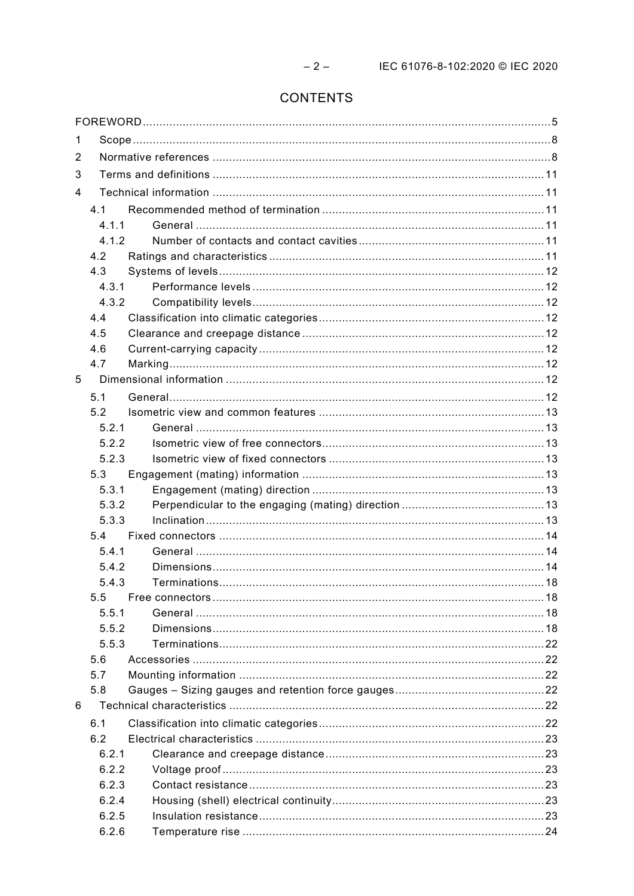# CONTENTS

FOREWORD ... 5

1 Scope ... 8

2 Normative references ... 8

3 Terms and definitions ... 11

4 Technical information ... 11

- 4.1 Recommended method of termination ... 11
  - 4.1.1 General ... 11
  - 4.1.2 Number of contacts and contact cavities ... 11
- 4.2 Ratings and characteristics ... 11
- 4.3 Systems of levels ... 12
  - 4.3.1 Performance levels ... 12
  - 4.3.2 Compatibility levels ... 12
- 4.4 Classification into climatic categories ... 12
- 4.5 Clearance and creepage distance ... 12
- 4.6 Current-carrying capacity ... 12
- 4.7 Marking ... 12

5 Dimensional information ... 12

- 5.1 General ... 12
- 5.2 Isometric view and common features ... 13
  - 5.2.1 General ... 13
  - 5.2.2 Isometric view of free connectors ... 13
  - 5.2.3 Isometric view of fixed connectors ... 13
- 5.3 Engagement (mating) information ... 13
  - 5.3.1 Engagement (mating) direction ... 13
  - 5.3.2 Perpendicular to the engaging (mating) direction ... 13
  - 5.3.3 Inclination ... 13
- 5.4 Fixed connectors ... 14
  - 5.4.1 General ... 14
  - 5.4.2 Dimensions ... 14
  - 5.4.3 Terminations ... 18
- 5.5 Free connectors ... 18
  - 5.5.1 General ... 18
  - 5.5.2 Dimensions ... 18
  - 5.5.3 Terminations ... 22
- 5.6 Accessories ... 22
- 5.7 Mounting information ... 22
- 5.8 Gauges – Sizing gauges and retention force gauges ... 22

6 Technical characteristics ... 22

- 6.1 Classification into climatic categories ... 22
- 6.2 Electrical characteristics ... 23
  - 6.2.1 Clearance and creepage distance ... 23
  - 6.2.2 Voltage proof ... 23
  - 6.2.3 Contact resistance ... 23
  - 6.2.4 Housing (shell) electrical continuity ... 23
  - 6.2.5 Insulation resistance ... 23
  - 6.2.6 Temperature rise ... 24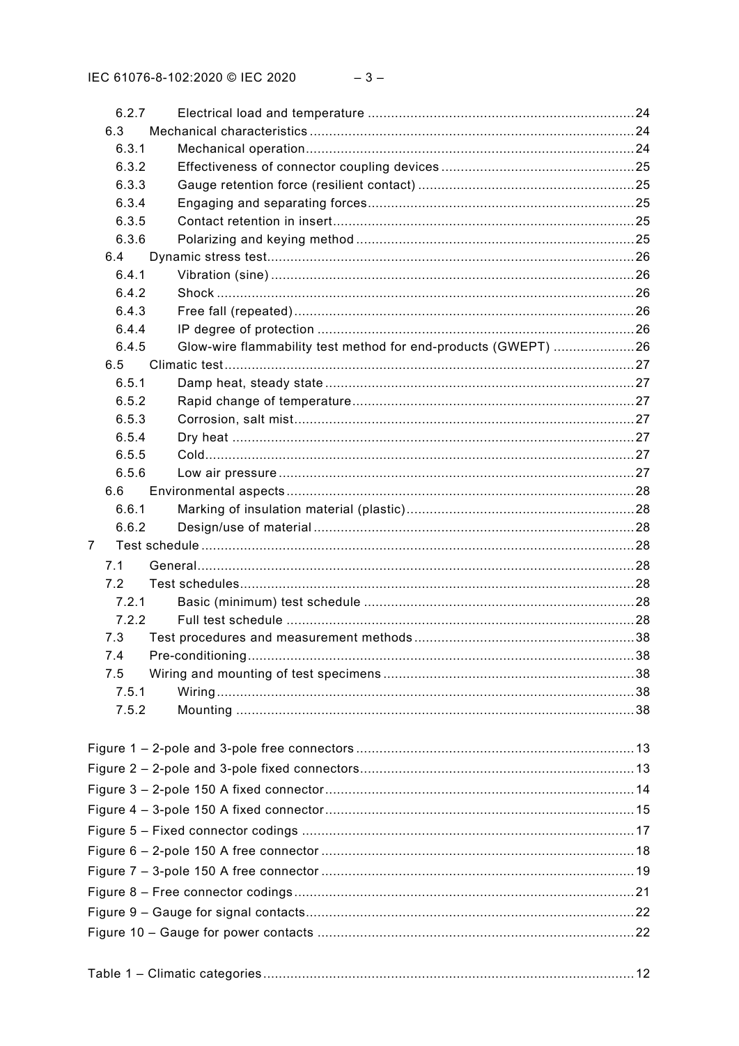6.2.7 Electrical load and temperature ....................................................................24

6.3 Mechanical characteristics ...................................................................................24

6.3.1 Mechanical operation....................................................................................24

6.3.2 Effectiveness of connector coupling devices .................................................25

6.3.3 Gauge retention force (resilient contact) ........................................................25

6.3.4 Engaging and separating forces....................................................................25

6.3.5 Contact retention in insert.............................................................................25

6.3.6 Polarizing and keying method ........................................................................25

6.4 Dynamic stress test..............................................................................................26

6.4.1 Vibration (sine) .............................................................................................26

6.4.2 Shock ...........................................................................................................26

6.4.3 Free fall (repeated) .......................................................................................26

6.4.4 IP degree of protection .................................................................................26

6.4.5 Glow-wire flammability test method for end-products (GWEPT) .....................26

6.5 Climatic test.........................................................................................................27

6.5.1 Damp heat, steady state ...............................................................................27

6.5.2 Rapid change of temperature........................................................................27

6.5.3 Corrosion, salt mist.......................................................................................27

6.5.4 Dry heat .......................................................................................................27

6.5.5 Cold..............................................................................................................27

6.5.6 Low air pressure ...........................................................................................27

6.6 Environmental aspects .........................................................................................28

6.6.1 Marking of insulation material (plastic)..........................................................28

6.6.2 Design/use of material ..................................................................................28

7 Test schedule ...............................................................................................................28

7.1 General................................................................................................................28

7.2 Test schedules.....................................................................................................28

7.2.1 Basic (minimum) test schedule .....................................................................28

7.2.2 Full test schedule .........................................................................................28

7.3 Test procedures and measurement methods .........................................................38

7.4 Pre-conditioning...................................................................................................38

7.5 Wiring and mounting of test specimens ................................................................38

7.5.1 Wiring...........................................................................................................38

7.5.2 Mounting ......................................................................................................38

Figure 1 – 2-pole and 3-pole free connectors .......................................................................13

Figure 2 – 2-pole and 3-pole fixed connectors......................................................................13

Figure 3 – 2-pole 150 A fixed connector...............................................................................14

Figure 4 – 3-pole 150 A fixed connector...............................................................................15

Figure 5 – Fixed connector codings .....................................................................................17

Figure 6 – 2-pole 150 A free connector ................................................................................18

Figure 7 – 3-pole 150 A free connector ................................................................................19

Figure 8 – Free connector codings.......................................................................................21

Figure 9 – Gauge for signal contacts....................................................................................22

Figure 10 – Gauge for power contacts .................................................................................22

Table 1 – Climatic categories...............................................................................................12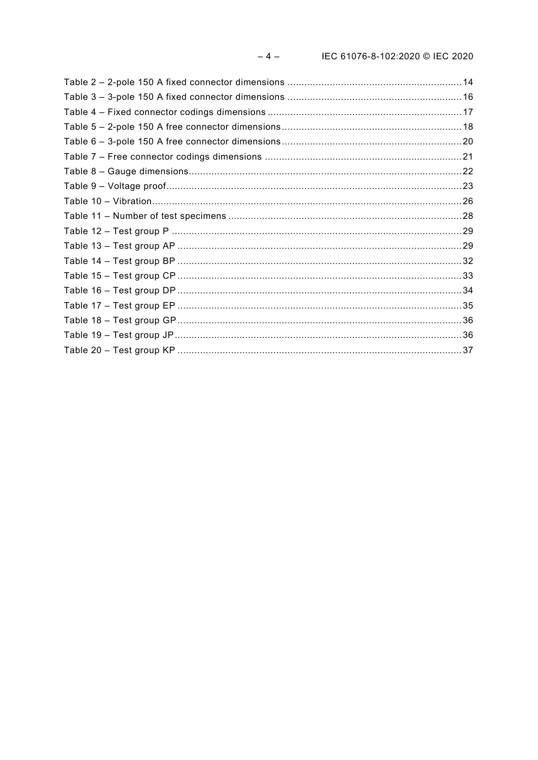Table 2 – 2-pole 150 A fixed connector dimensions .......... 14
Table 3 – 3-pole 150 A fixed connector dimensions .......... 16
Table 4 – Fixed connector codings dimensions .......... 17
Table 5 – 2-pole 150 A free connector dimensions .......... 18
Table 6 – 3-pole 150 A free connector dimensions .......... 20
Table 7 – Free connector codings dimensions .......... 21
Table 8 – Gauge dimensions .......... 22
Table 9 – Voltage proof .......... 23
Table 10 – Vibration .......... 26
Table 11 – Number of test specimens .......... 28
Table 12 – Test group P .......... 29
Table 13 – Test group AP .......... 29
Table 14 – Test group BP .......... 32
Table 15 – Test group CP .......... 33
Table 16 – Test group DP .......... 34
Table 17 – Test group EP .......... 35
Table 18 – Test group GP .......... 36
Table 19 – Test group JP .......... 36
Table 20 – Test group KP .......... 37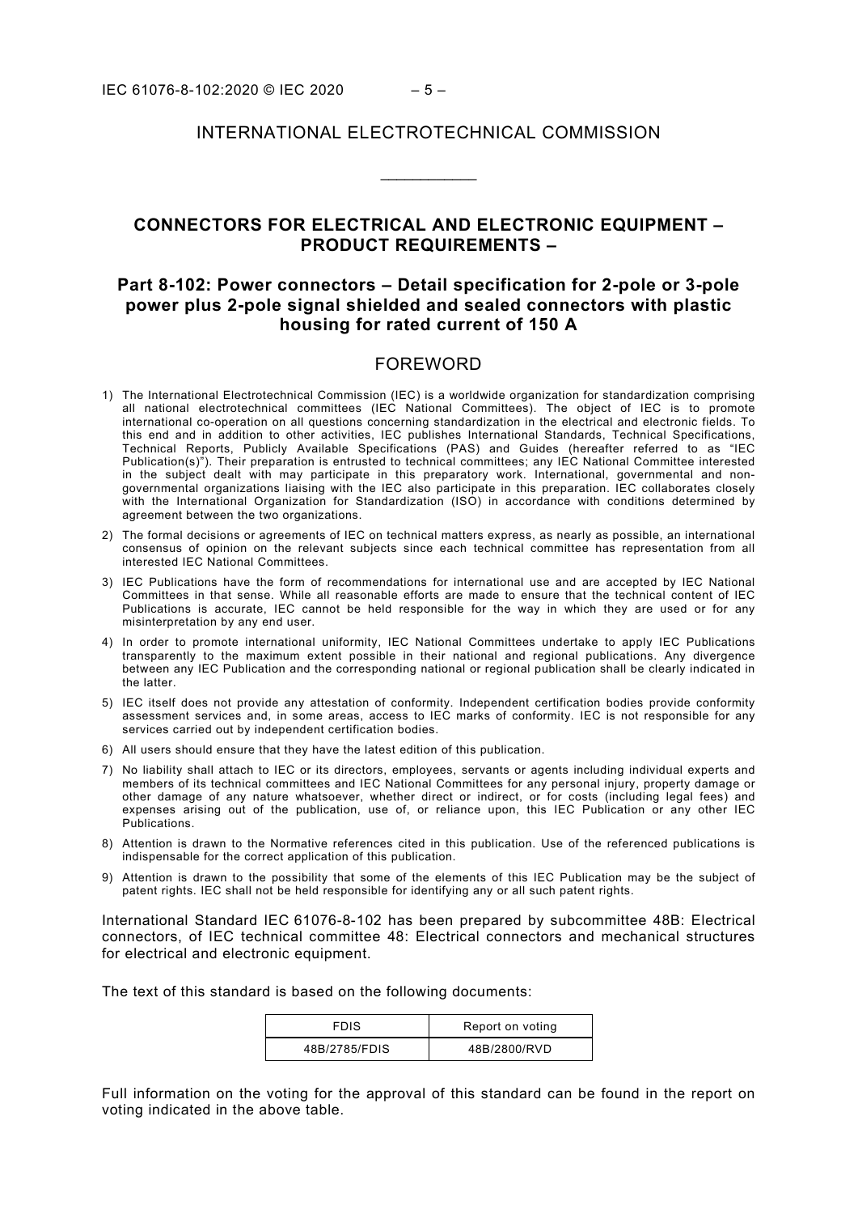# INTERNATIONAL ELECTROTECHNICAL COMMISSION

\_\_\_\_\_\_\_\_\_\_\_\_

## CONNECTORS FOR ELECTRICAL AND ELECTRONIC EQUIPMENT – PRODUCT REQUIREMENTS –

## Part 8-102: Power connectors – Detail specification for 2-pole or 3-pole power plus 2-pole signal shielded and sealed connectors with plastic housing for rated current of 150 A

## FOREWORD

1) The International Electrotechnical Commission (IEC) is a worldwide organization for standardization comprising all national electrotechnical committees (IEC National Committees). The object of IEC is to promote international co-operation on all questions concerning standardization in the electrical and electronic fields. To this end and in addition to other activities, IEC publishes International Standards, Technical Specifications, Technical Reports, Publicly Available Specifications (PAS) and Guides (hereafter referred to as "IEC Publication(s)"). Their preparation is entrusted to technical committees; any IEC National Committee interested in the subject dealt with may participate in this preparatory work. International, governmental and non-governmental organizations liaising with the IEC also participate in this preparation. IEC collaborates closely with the International Organization for Standardization (ISO) in accordance with conditions determined by agreement between the two organizations.
2) The formal decisions or agreements of IEC on technical matters express, as nearly as possible, an international consensus of opinion on the relevant subjects since each technical committee has representation from all interested IEC National Committees.
3) IEC Publications have the form of recommendations for international use and are accepted by IEC National Committees in that sense. While all reasonable efforts are made to ensure that the technical content of IEC Publications is accurate, IEC cannot be held responsible for the way in which they are used or for any misinterpretation by any end user.
4) In order to promote international uniformity, IEC National Committees undertake to apply IEC Publications transparently to the maximum extent possible in their national and regional publications. Any divergence between any IEC Publication and the corresponding national or regional publication shall be clearly indicated in the latter.
5) IEC itself does not provide any attestation of conformity. Independent certification bodies provide conformity assessment services and, in some areas, access to IEC marks of conformity. IEC is not responsible for any services carried out by independent certification bodies.
6) All users should ensure that they have the latest edition of this publication.
7) No liability shall attach to IEC or its directors, employees, servants or agents including individual experts and members of its technical committees and IEC National Committees for any personal injury, property damage or other damage of any nature whatsoever, whether direct or indirect, or for costs (including legal fees) and expenses arising out of the publication, use of, or reliance upon, this IEC Publication or any other IEC Publications.
8) Attention is drawn to the Normative references cited in this publication. Use of the referenced publications is indispensable for the correct application of this publication.
9) Attention is drawn to the possibility that some of the elements of this IEC Publication may be the subject of patent rights. IEC shall not be held responsible for identifying any or all such patent rights.

International Standard IEC 61076-8-102 has been prepared by subcommittee 48B: Electrical connectors, of IEC technical committee 48: Electrical connectors and mechanical structures for electrical and electronic equipment.

The text of this standard is based on the following documents:

| FDIS | Report on voting |
|---|---|
| 48B/2785/FDIS | 48B/2800/RVD |

Full information on the voting for the approval of this standard can be found in the report on voting indicated in the above table.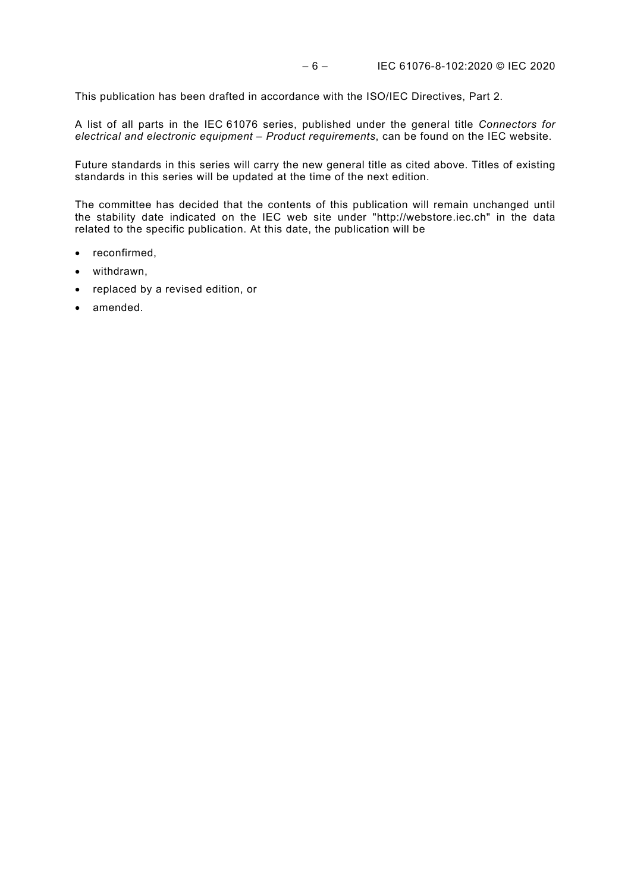This publication has been drafted in accordance with the ISO/IEC Directives, Part 2.

A list of all parts in the IEC 61076 series, published under the general title *Connectors for electrical and electronic equipment – Product requirements*, can be found on the IEC website.

Future standards in this series will carry the new general title as cited above. Titles of existing standards in this series will be updated at the time of the next edition.

The committee has decided that the contents of this publication will remain unchanged until the stability date indicated on the IEC web site under "http://webstore.iec.ch" in the data related to the specific publication. At this date, the publication will be

- reconfirmed,
- withdrawn,
- replaced by a revised edition, or
- amended.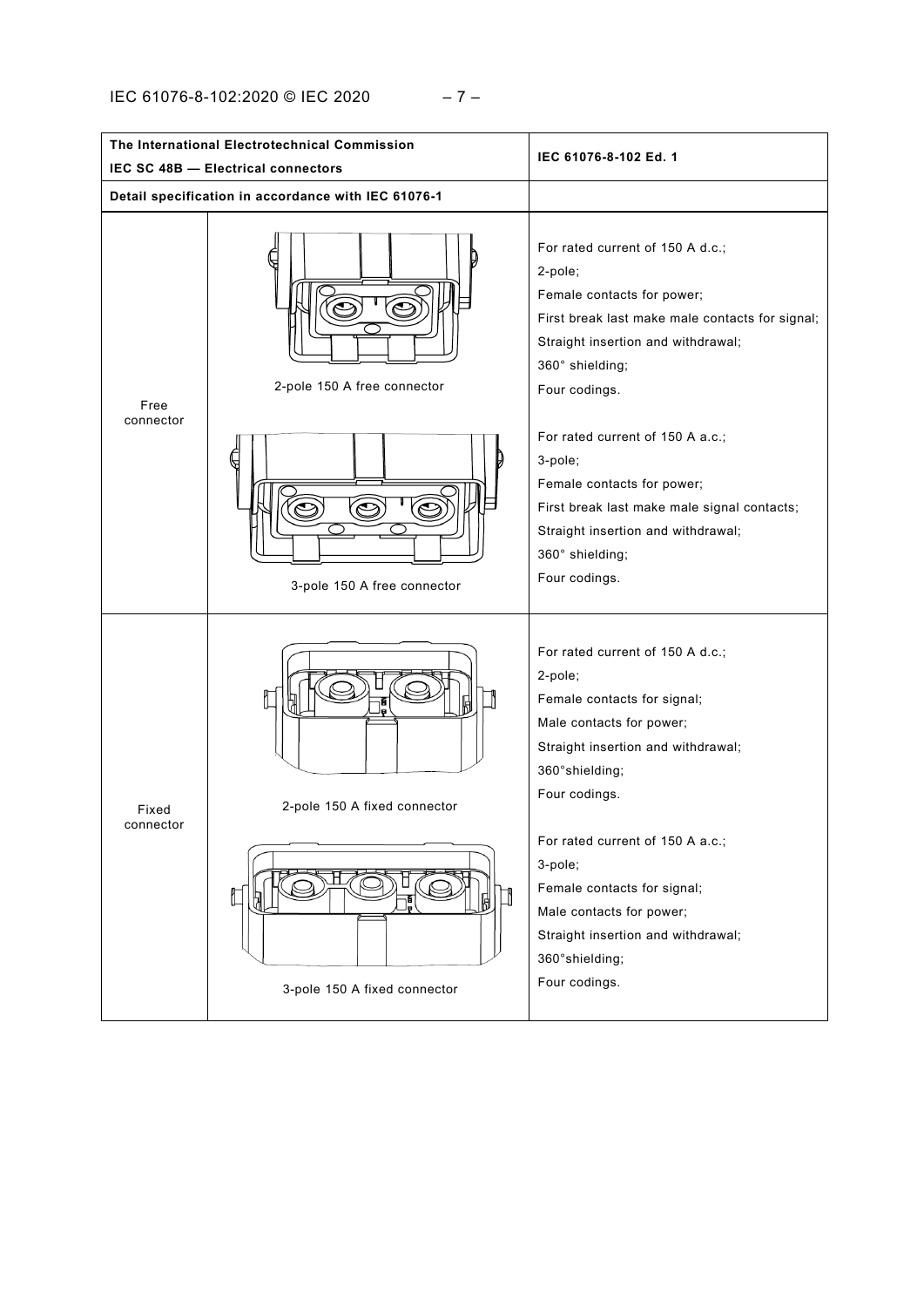| The International Electrotechnical Commission<br>IEC SC 48B — Electrical connectors | | IEC 61076-8-102 Ed. 1 |
|---|---|---|
| Detail specification in accordance with IEC 61076-1 | | |
| Free connector | 2-pole 150 A free connector<br><br>3-pole 150 A free connector | For rated current of 150 A d.c.;<br>2-pole;<br>Female contacts for power;<br>First break last make male contacts for signal;<br>Straight insertion and withdrawal;<br>360° shielding;<br>Four codings.<br><br>For rated current of 150 A a.c.;<br>3-pole;<br>Female contacts for power;<br>First break last make male signal contacts;<br>Straight insertion and withdrawal;<br>360° shielding;<br>Four codings. |
| Fixed connector | 2-pole 150 A fixed connector<br><br>3-pole 150 A fixed connector | For rated current of 150 A d.c.;<br>2-pole;<br>Female contacts for signal;<br>Male contacts for power;<br>Straight insertion and withdrawal;<br>360°shielding;<br>Four codings.<br><br>For rated current of 150 A a.c.;<br>3-pole;<br>Female contacts for signal;<br>Male contacts for power;<br>Straight insertion and withdrawal;<br>360°shielding;<br>Four codings. |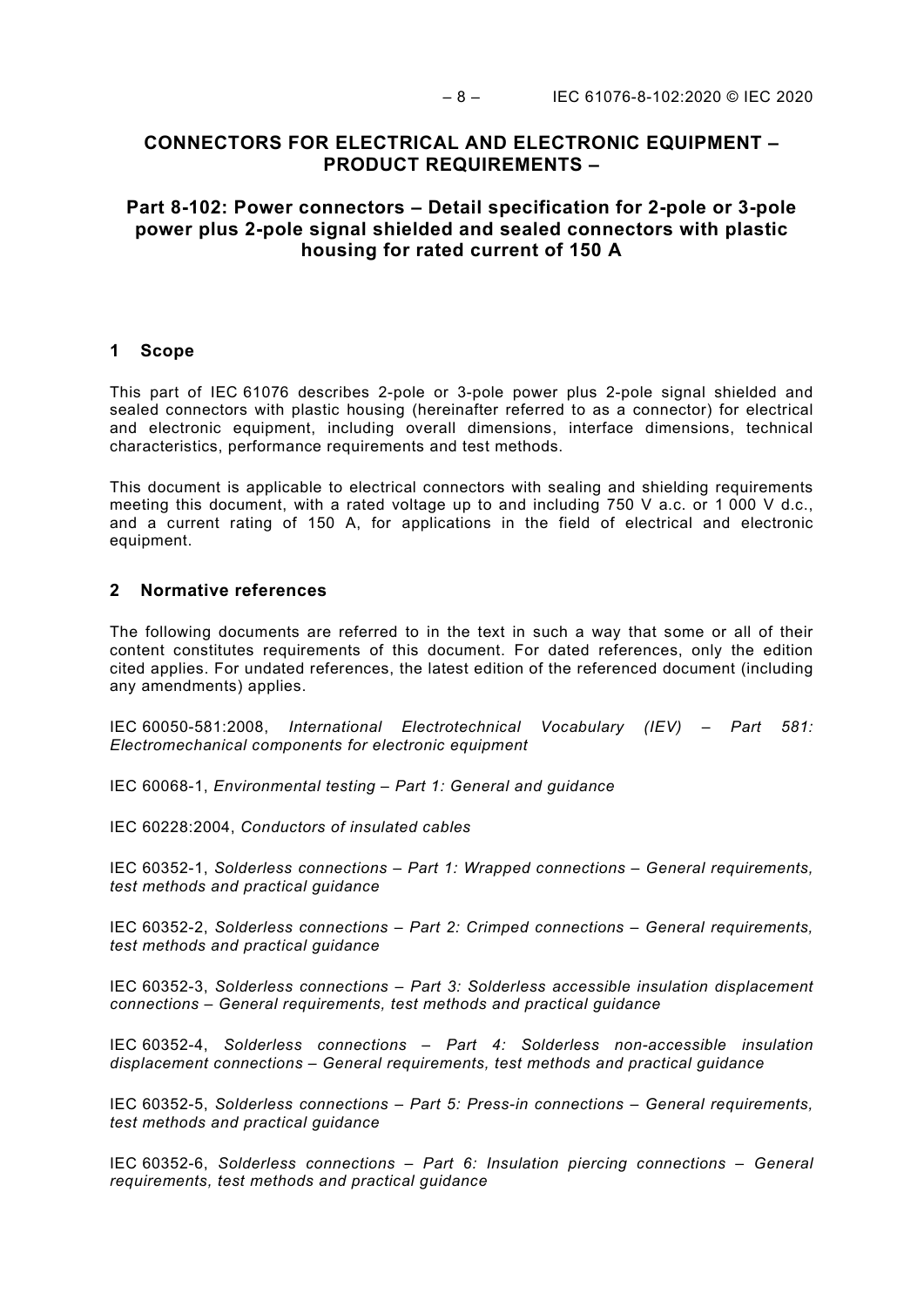# CONNECTORS FOR ELECTRICAL AND ELECTRONIC EQUIPMENT – PRODUCT REQUIREMENTS –

## Part 8-102: Power connectors – Detail specification for 2-pole or 3-pole power plus 2-pole signal shielded and sealed connectors with plastic housing for rated current of 150 A

## 1 Scope

This part of IEC 61076 describes 2-pole or 3-pole power plus 2-pole signal shielded and sealed connectors with plastic housing (hereinafter referred to as a connector) for electrical and electronic equipment, including overall dimensions, interface dimensions, technical characteristics, performance requirements and test methods.

This document is applicable to electrical connectors with sealing and shielding requirements meeting this document, with a rated voltage up to and including 750 V a.c. or 1 000 V d.c., and a current rating of 150 A, for applications in the field of electrical and electronic equipment.

## 2 Normative references

The following documents are referred to in the text in such a way that some or all of their content constitutes requirements of this document. For dated references, only the edition cited applies. For undated references, the latest edition of the referenced document (including any amendments) applies.

IEC 60050-581:2008, *International Electrotechnical Vocabulary (IEV) – Part 581: Electromechanical components for electronic equipment*

IEC 60068-1, *Environmental testing – Part 1: General and guidance*

IEC 60228:2004, *Conductors of insulated cables*

IEC 60352-1, *Solderless connections – Part 1: Wrapped connections – General requirements, test methods and practical guidance*

IEC 60352-2, *Solderless connections – Part 2: Crimped connections – General requirements, test methods and practical guidance*

IEC 60352-3, *Solderless connections – Part 3: Solderless accessible insulation displacement connections – General requirements, test methods and practical guidance*

IEC 60352-4, *Solderless connections – Part 4: Solderless non-accessible insulation displacement connections – General requirements, test methods and practical guidance*

IEC 60352-5, *Solderless connections – Part 5: Press-in connections – General requirements, test methods and practical guidance*

IEC 60352-6, *Solderless connections – Part 6: Insulation piercing connections – General requirements, test methods and practical guidance*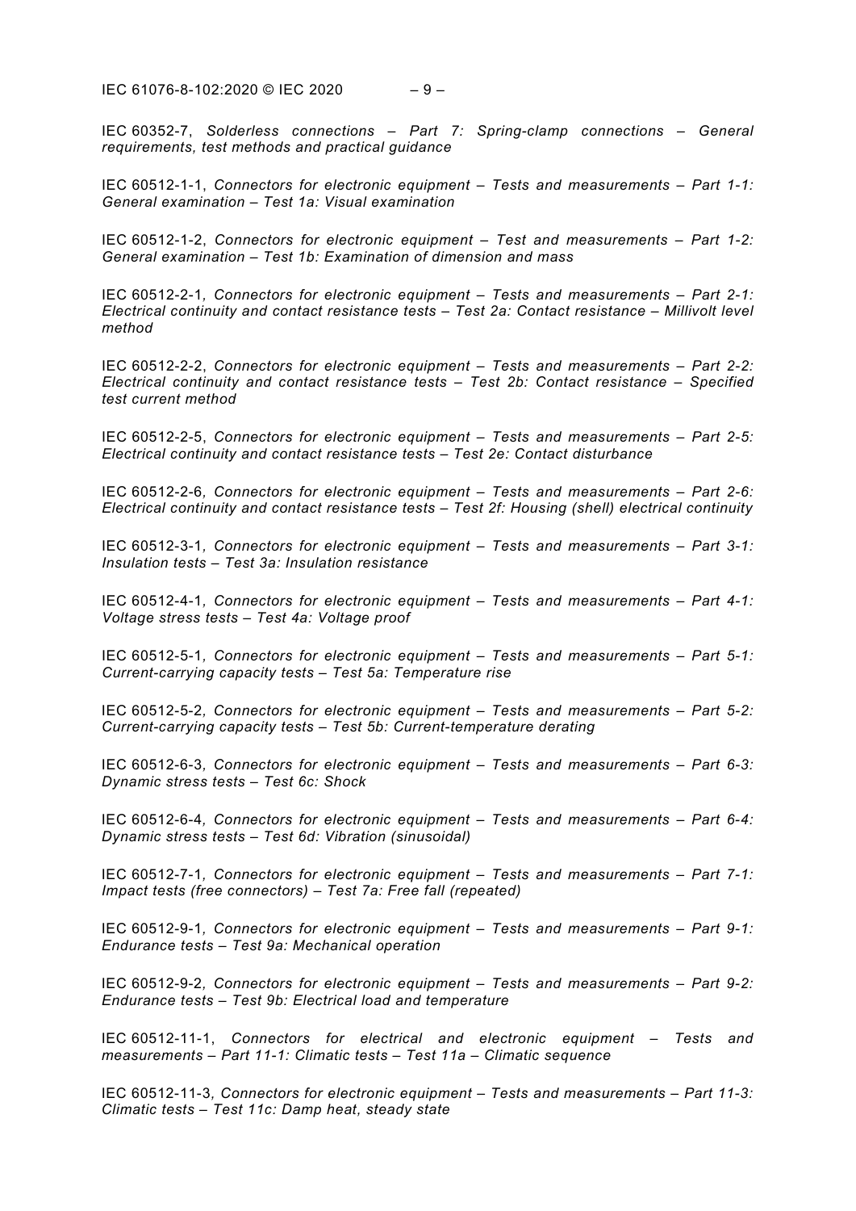IEC 60352-7, *Solderless connections – Part 7: Spring-clamp connections – General requirements, test methods and practical guidance*

IEC 60512-1-1, *Connectors for electronic equipment – Tests and measurements – Part 1-1: General examination – Test 1a: Visual examination*

IEC 60512-1-2, *Connectors for electronic equipment – Test and measurements – Part 1-2: General examination – Test 1b: Examination of dimension and mass*

IEC 60512-2-1, *Connectors for electronic equipment – Tests and measurements – Part 2-1: Electrical continuity and contact resistance tests – Test 2a: Contact resistance – Millivolt level method*

IEC 60512-2-2, *Connectors for electronic equipment – Tests and measurements – Part 2-2: Electrical continuity and contact resistance tests – Test 2b: Contact resistance – Specified test current method*

IEC 60512-2-5, *Connectors for electronic equipment – Tests and measurements – Part 2-5: Electrical continuity and contact resistance tests – Test 2e: Contact disturbance*

IEC 60512-2-6, *Connectors for electronic equipment – Tests and measurements – Part 2-6: Electrical continuity and contact resistance tests – Test 2f: Housing (shell) electrical continuity*

IEC 60512-3-1, *Connectors for electronic equipment – Tests and measurements – Part 3-1: Insulation tests – Test 3a: Insulation resistance*

IEC 60512-4-1, *Connectors for electronic equipment – Tests and measurements – Part 4-1: Voltage stress tests – Test 4a: Voltage proof*

IEC 60512-5-1, *Connectors for electronic equipment – Tests and measurements – Part 5-1: Current-carrying capacity tests – Test 5a: Temperature rise*

IEC 60512-5-2, *Connectors for electronic equipment – Tests and measurements – Part 5-2: Current-carrying capacity tests – Test 5b: Current-temperature derating*

IEC 60512-6-3, *Connectors for electronic equipment – Tests and measurements – Part 6-3: Dynamic stress tests – Test 6c: Shock*

IEC 60512-6-4, *Connectors for electronic equipment – Tests and measurements – Part 6-4: Dynamic stress tests – Test 6d: Vibration (sinusoidal)*

IEC 60512-7-1, *Connectors for electronic equipment – Tests and measurements – Part 7-1: Impact tests (free connectors) – Test 7a: Free fall (repeated)*

IEC 60512-9-1, *Connectors for electronic equipment – Tests and measurements – Part 9-1: Endurance tests – Test 9a: Mechanical operation*

IEC 60512-9-2, *Connectors for electronic equipment – Tests and measurements – Part 9-2: Endurance tests – Test 9b: Electrical load and temperature*

IEC 60512-11-1, *Connectors for electrical and electronic equipment – Tests and measurements – Part 11-1: Climatic tests – Test 11a – Climatic sequence*

IEC 60512-11-3, *Connectors for electronic equipment – Tests and measurements – Part 11-3: Climatic tests – Test 11c: Damp heat, steady state*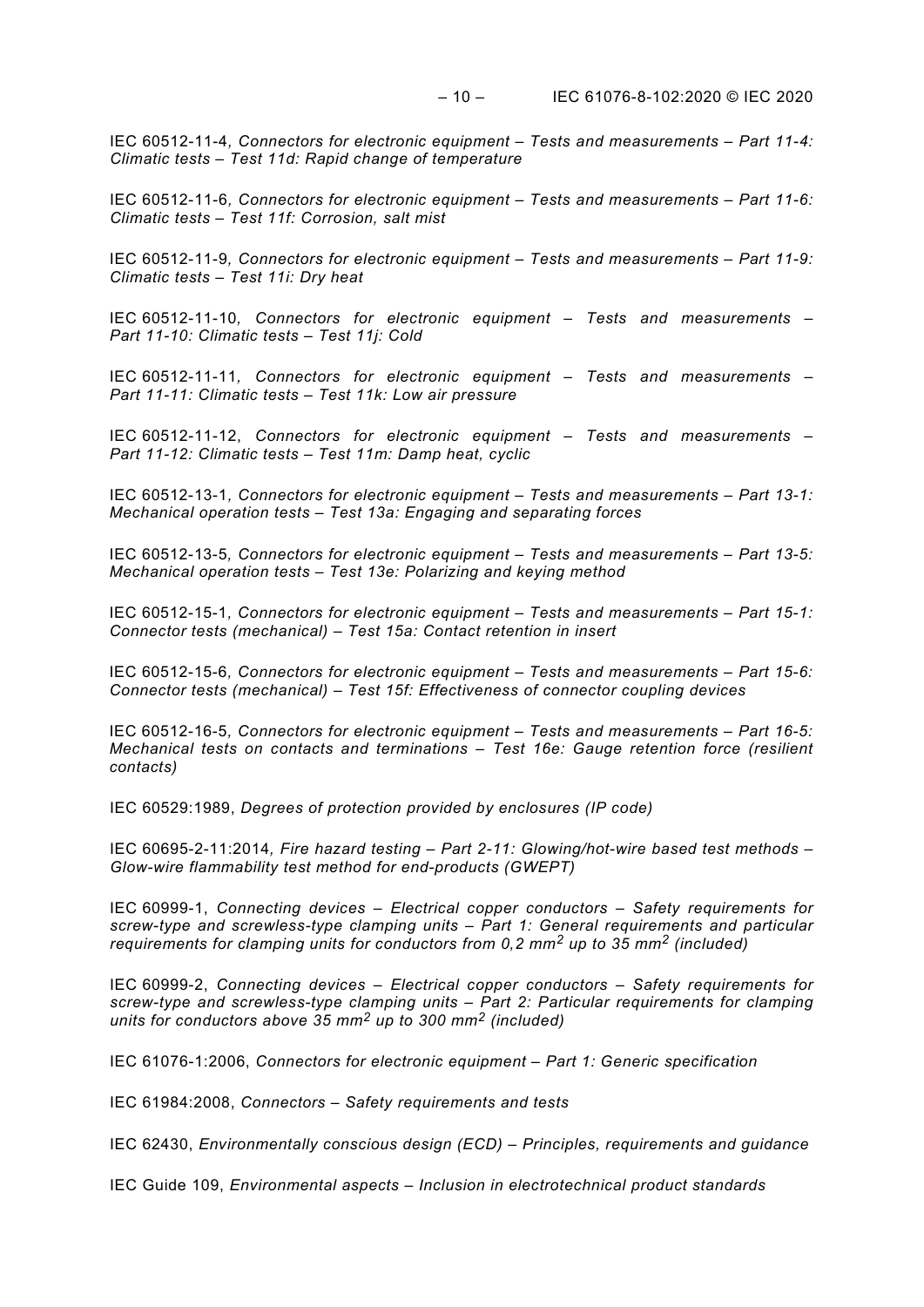IEC 60512-11-4, *Connectors for electronic equipment – Tests and measurements – Part 11-4: Climatic tests – Test 11d: Rapid change of temperature*

IEC 60512-11-6, *Connectors for electronic equipment – Tests and measurements – Part 11-6: Climatic tests – Test 11f: Corrosion, salt mist*

IEC 60512-11-9, *Connectors for electronic equipment – Tests and measurements – Part 11-9: Climatic tests – Test 11i: Dry heat*

IEC 60512-11-10, *Connectors for electronic equipment – Tests and measurements – Part 11-10: Climatic tests – Test 11j: Cold*

IEC 60512-11-11, *Connectors for electronic equipment – Tests and measurements – Part 11-11: Climatic tests – Test 11k: Low air pressure*

IEC 60512-11-12, *Connectors for electronic equipment – Tests and measurements – Part 11-12: Climatic tests – Test 11m: Damp heat, cyclic*

IEC 60512-13-1, *Connectors for electronic equipment – Tests and measurements – Part 13-1: Mechanical operation tests – Test 13a: Engaging and separating forces*

IEC 60512-13-5, *Connectors for electronic equipment – Tests and measurements – Part 13-5: Mechanical operation tests – Test 13e: Polarizing and keying method*

IEC 60512-15-1, *Connectors for electronic equipment – Tests and measurements – Part 15-1: Connector tests (mechanical) – Test 15a: Contact retention in insert*

IEC 60512-15-6, *Connectors for electronic equipment – Tests and measurements – Part 15-6: Connector tests (mechanical) – Test 15f: Effectiveness of connector coupling devices*

IEC 60512-16-5, *Connectors for electronic equipment – Tests and measurements – Part 16-5: Mechanical tests on contacts and terminations – Test 16e: Gauge retention force (resilient contacts)*

IEC 60529:1989, *Degrees of protection provided by enclosures (IP code)*

IEC 60695-2-11:2014, *Fire hazard testing – Part 2-11: Glowing/hot-wire based test methods – Glow-wire flammability test method for end-products (GWEPT)*

IEC 60999-1, *Connecting devices – Electrical copper conductors – Safety requirements for screw-type and screwless-type clamping units – Part 1: General requirements and particular requirements for clamping units for conductors from 0,2 mm$^2$ up to 35 mm$^2$ (included)*

IEC 60999-2, *Connecting devices – Electrical copper conductors – Safety requirements for screw-type and screwless-type clamping units – Part 2: Particular requirements for clamping units for conductors above 35 mm$^2$ up to 300 mm$^2$ (included)*

IEC 61076-1:2006, *Connectors for electronic equipment – Part 1: Generic specification*

IEC 61984:2008, *Connectors – Safety requirements and tests*

IEC 62430, *Environmentally conscious design (ECD) – Principles, requirements and guidance*

IEC Guide 109, *Environmental aspects – Inclusion in electrotechnical product standards*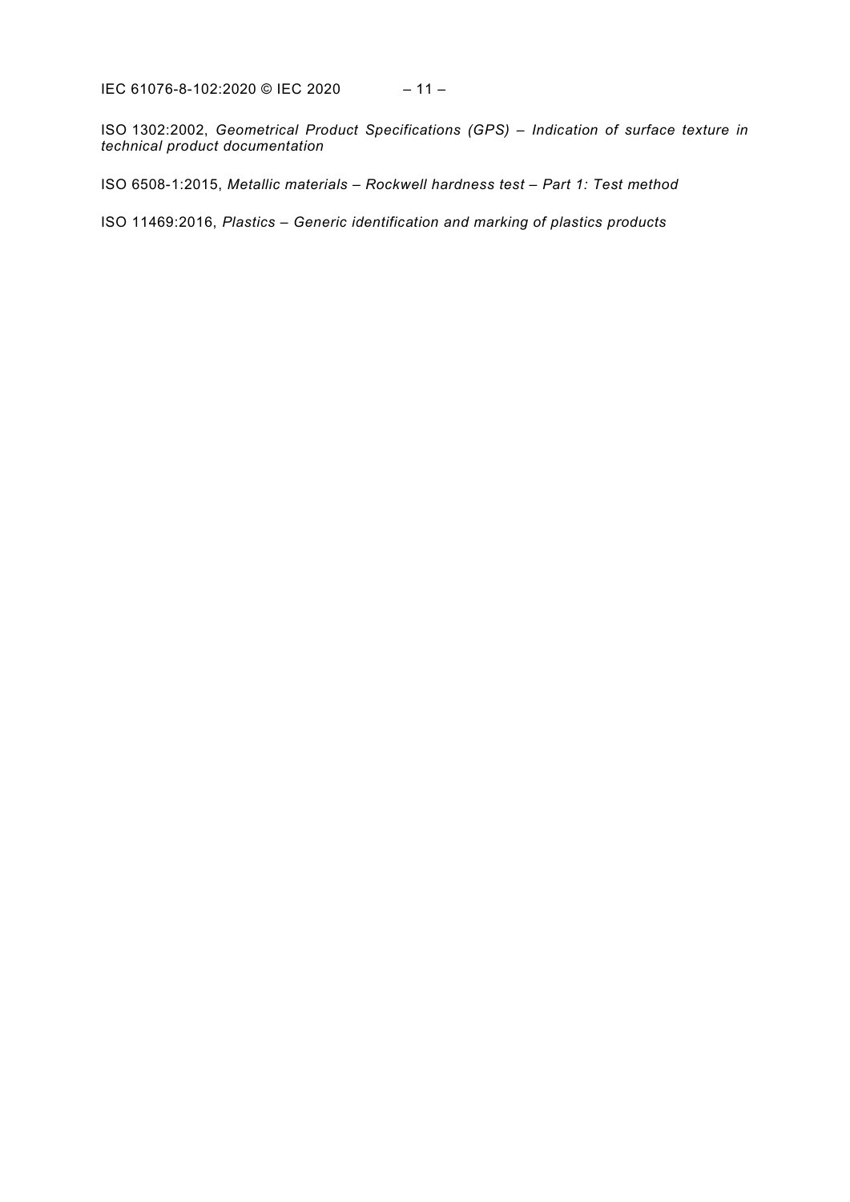ISO 1302:2002, *Geometrical Product Specifications (GPS) – Indication of surface texture in technical product documentation*

ISO 6508-1:2015, *Metallic materials – Rockwell hardness test – Part 1: Test method*

ISO 11469:2016, *Plastics – Generic identification and marking of plastics products*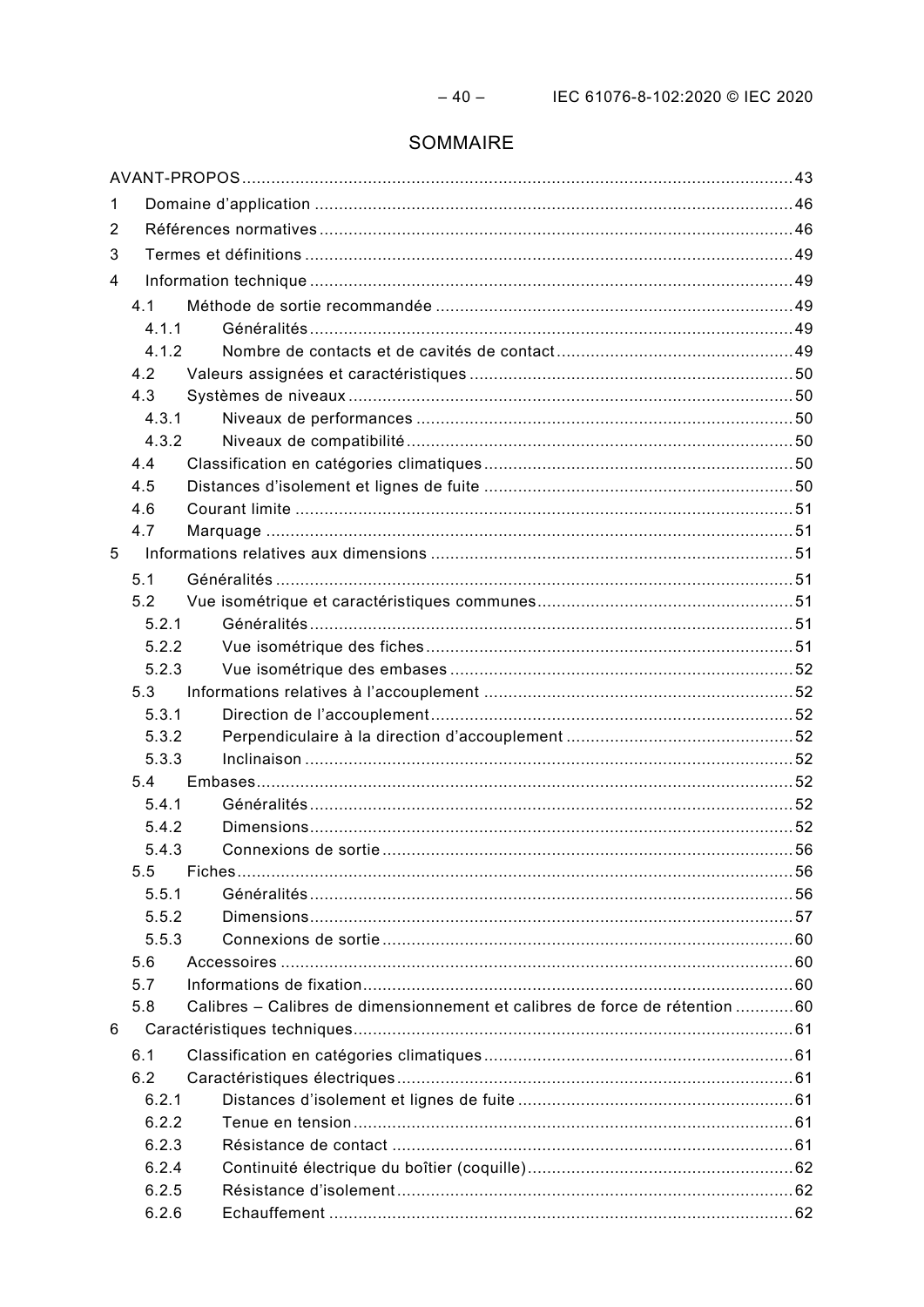# SOMMAIRE

AVANT-PROPOS ..... 43

1 Domaine d'application ..... 46

2 Références normatives ..... 46

3 Termes et définitions ..... 49

4 Information technique ..... 49

- 4.1 Méthode de sortie recommandée ..... 49
  - 4.1.1 Généralités ..... 49
  - 4.1.2 Nombre de contacts et de cavités de contact ..... 49
- 4.2 Valeurs assignées et caractéristiques ..... 50
- 4.3 Systèmes de niveaux ..... 50
  - 4.3.1 Niveaux de performances ..... 50
  - 4.3.2 Niveaux de compatibilité ..... 50
- 4.4 Classification en catégories climatiques ..... 50
- 4.5 Distances d'isolement et lignes de fuite ..... 50
- 4.6 Courant limite ..... 51
- 4.7 Marquage ..... 51

5 Informations relatives aux dimensions ..... 51

- 5.1 Généralités ..... 51
- 5.2 Vue isométrique et caractéristiques communes ..... 51
  - 5.2.1 Généralités ..... 51
  - 5.2.2 Vue isométrique des fiches ..... 51
  - 5.2.3 Vue isométrique des embases ..... 52
- 5.3 Informations relatives à l'accouplement ..... 52
  - 5.3.1 Direction de l'accouplement ..... 52
  - 5.3.2 Perpendiculaire à la direction d'accouplement ..... 52
  - 5.3.3 Inclinaison ..... 52
- 5.4 Embases ..... 52
  - 5.4.1 Généralités ..... 52
  - 5.4.2 Dimensions ..... 52
  - 5.4.3 Connexions de sortie ..... 56
- 5.5 Fiches ..... 56
  - 5.5.1 Généralités ..... 56
  - 5.5.2 Dimensions ..... 57
  - 5.5.3 Connexions de sortie ..... 60
- 5.6 Accessoires ..... 60
- 5.7 Informations de fixation ..... 60
- 5.8 Calibres – Calibres de dimensionnement et calibres de force de rétention ..... 60

6 Caractéristiques techniques ..... 61

- 6.1 Classification en catégories climatiques ..... 61
- 6.2 Caractéristiques électriques ..... 61
  - 6.2.1 Distances d'isolement et lignes de fuite ..... 61
  - 6.2.2 Tenue en tension ..... 61
  - 6.2.3 Résistance de contact ..... 61
  - 6.2.4 Continuité électrique du boîtier (coquille) ..... 62
  - 6.2.5 Résistance d'isolement ..... 62
  - 6.2.6 Echauffement ..... 62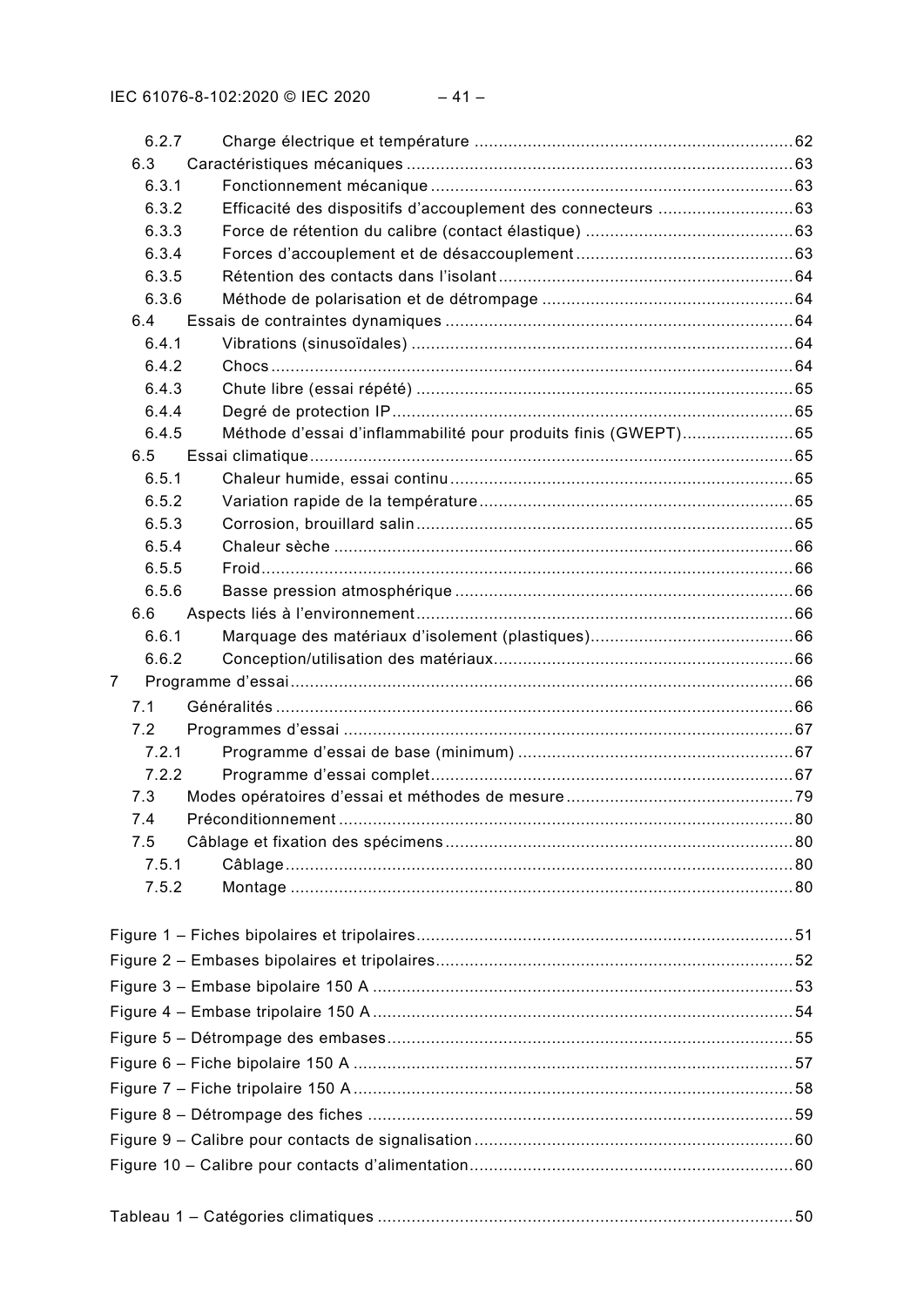6.2.7 Charge électrique et température ....................................................................62
6.3 Caractéristiques mécaniques ....................................................................63
6.3.1 Fonctionnement mécanique ....................................................................63
6.3.2 Efficacité des dispositifs d'accouplement des connecteurs ....................................................................63
6.3.3 Force de rétention du calibre (contact élastique) ....................................................................63
6.3.4 Forces d'accouplement et de désaccouplement ....................................................................63
6.3.5 Rétention des contacts dans l'isolant ....................................................................64
6.3.6 Méthode de polarisation et de détrompage ....................................................................64
6.4 Essais de contraintes dynamiques ....................................................................64
6.4.1 Vibrations (sinusoïdales) ....................................................................64
6.4.2 Chocs ....................................................................64
6.4.3 Chute libre (essai répété) ....................................................................65
6.4.4 Degré de protection IP ....................................................................65
6.4.5 Méthode d'essai d'inflammabilité pour produits finis (GWEPT) ....................................................................65
6.5 Essai climatique ....................................................................65
6.5.1 Chaleur humide, essai continu ....................................................................65
6.5.2 Variation rapide de la température ....................................................................65
6.5.3 Corrosion, brouillard salin ....................................................................65
6.5.4 Chaleur sèche ....................................................................66
6.5.5 Froid ....................................................................66
6.5.6 Basse pression atmosphérique ....................................................................66
6.6 Aspects liés à l'environnement ....................................................................66
6.6.1 Marquage des matériaux d'isolement (plastiques) ....................................................................66
6.6.2 Conception/utilisation des matériaux ....................................................................66
7 Programme d'essai ....................................................................66
7.1 Généralités ....................................................................66
7.2 Programmes d'essai ....................................................................67
7.2.1 Programme d'essai de base (minimum) ....................................................................67
7.2.2 Programme d'essai complet ....................................................................67
7.3 Modes opératoires d'essai et méthodes de mesure ....................................................................79
7.4 Préconditionnement ....................................................................80
7.5 Câblage et fixation des spécimens ....................................................................80
7.5.1 Câblage ....................................................................80
7.5.2 Montage ....................................................................80

Figure 1 – Fiches bipolaires et tripolaires ....................................................................51
Figure 2 – Embases bipolaires et tripolaires ....................................................................52
Figure 3 – Embase bipolaire 150 A ....................................................................53
Figure 4 – Embase tripolaire 150 A ....................................................................54
Figure 5 – Détrompage des embases ....................................................................55
Figure 6 – Fiche bipolaire 150 A ....................................................................57
Figure 7 – Fiche tripolaire 150 A ....................................................................58
Figure 8 – Détrompage des fiches ....................................................................59
Figure 9 – Calibre pour contacts de signalisation ....................................................................60
Figure 10 – Calibre pour contacts d'alimentation ....................................................................60

Tableau 1 – Catégories climatiques ....................................................................50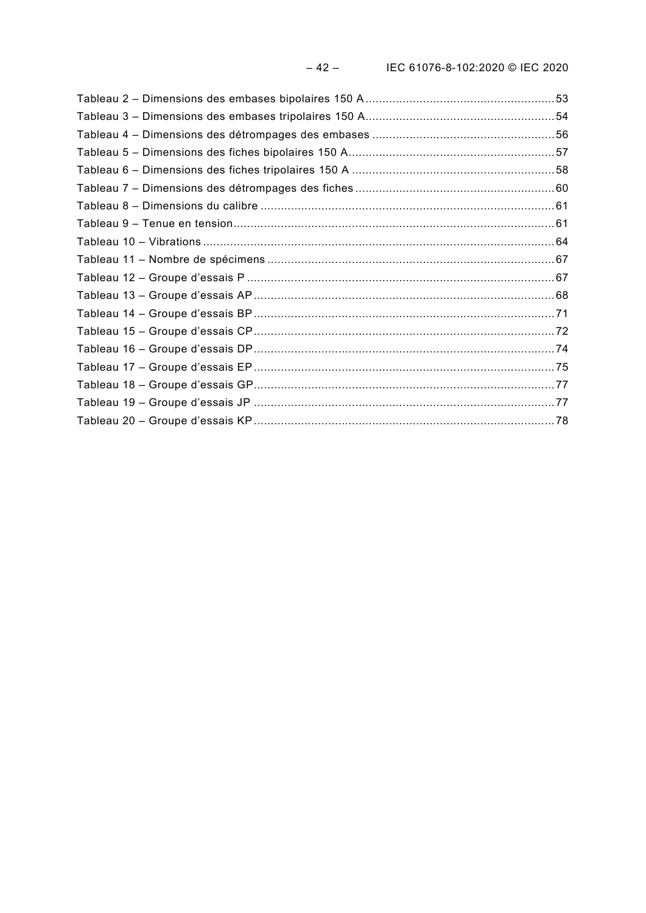Tableau 2 – Dimensions des embases bipolaires 150 A ........................................................ 53
Tableau 3 – Dimensions des embases tripolaires 150 A........................................................ 54
Tableau 4 – Dimensions des détrompages des embases ...................................................... 56
Tableau 5 – Dimensions des fiches bipolaires 150 A............................................................. 57
Tableau 6 – Dimensions des fiches tripolaires 150 A ............................................................ 58
Tableau 7 – Dimensions des détrompages des fiches ........................................................... 60
Tableau 8 – Dimensions du calibre ....................................................................................... 61
Tableau 9 – Tenue en tension............................................................................................... 61
Tableau 10 – Vibrations ........................................................................................................ 64
Tableau 11 – Nombre de spécimens ..................................................................................... 67
Tableau 12 – Groupe d'essais P ........................................................................................... 67
Tableau 13 – Groupe d'essais AP ......................................................................................... 68
Tableau 14 – Groupe d'essais BP ......................................................................................... 71
Tableau 15 – Groupe d'essais CP ......................................................................................... 72
Tableau 16 – Groupe d'essais DP ......................................................................................... 74
Tableau 17 – Groupe d'essais EP ......................................................................................... 75
Tableau 18 – Groupe d'essais GP ......................................................................................... 77
Tableau 19 – Groupe d'essais JP ......................................................................................... 77
Tableau 20 – Groupe d'essais KP ......................................................................................... 78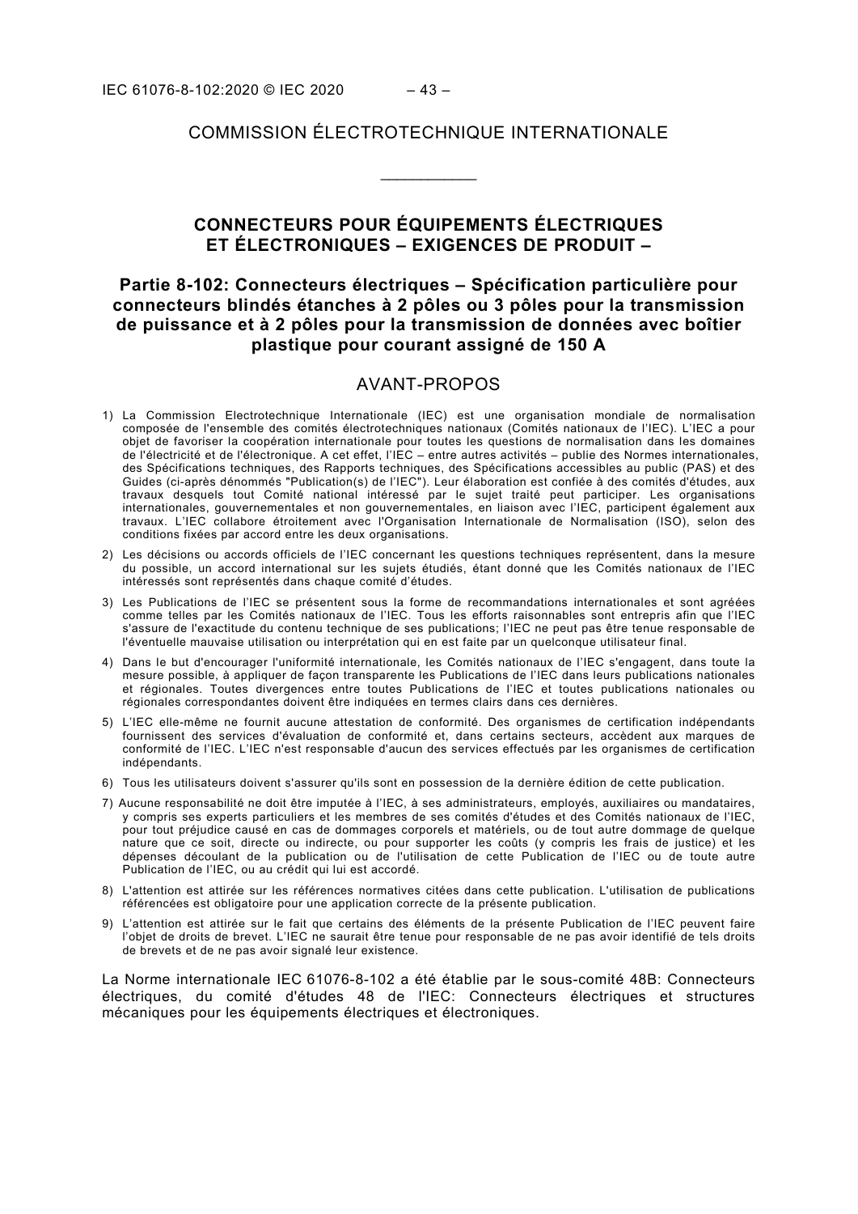COMMISSION ÉLECTROTECHNIQUE INTERNATIONALE

\_\_\_\_\_\_\_\_\_\_\_\_

# CONNECTEURS POUR ÉQUIPEMENTS ÉLECTRIQUES ET ÉLECTRONIQUES – EXIGENCES DE PRODUIT –

## Partie 8-102: Connecteurs électriques – Spécification particulière pour connecteurs blindés étanches à 2 pôles ou 3 pôles pour la transmission de puissance et à 2 pôles pour la transmission de données avec boîtier plastique pour courant assigné de 150 A

## AVANT-PROPOS

1) La Commission Electrotechnique Internationale (IEC) est une organisation mondiale de normalisation composée de l'ensemble des comités électrotechniques nationaux (Comités nationaux de l'IEC). L'IEC a pour objet de favoriser la coopération internationale pour toutes les questions de normalisation dans les domaines de l'électricité et de l'électronique. A cet effet, l'IEC – entre autres activités – publie des Normes internationales, des Spécifications techniques, des Rapports techniques, des Spécifications accessibles au public (PAS) et des Guides (ci-après dénommés "Publication(s) de l'IEC"). Leur élaboration est confiée à des comités d'études, aux travaux desquels tout Comité national intéressé par le sujet traité peut participer. Les organisations internationales, gouvernementales et non gouvernementales, en liaison avec l'IEC, participent également aux travaux. L'IEC collabore étroitement avec l'Organisation Internationale de Normalisation (ISO), selon des conditions fixées par accord entre les deux organisations.

2) Les décisions ou accords officiels de l'IEC concernant les questions techniques représentent, dans la mesure du possible, un accord international sur les sujets étudiés, étant donné que les Comités nationaux de l'IEC intéressés sont représentés dans chaque comité d'études.

3) Les Publications de l'IEC se présentent sous la forme de recommandations internationales et sont agréées comme telles par les Comités nationaux de l'IEC. Tous les efforts raisonnables sont entrepris afin que l'IEC s'assure de l'exactitude du contenu technique de ses publications; l'IEC ne peut pas être tenue responsable de l'éventuelle mauvaise utilisation ou interprétation qui en est faite par un quelconque utilisateur final.

4) Dans le but d'encourager l'uniformité internationale, les Comités nationaux de l'IEC s'engagent, dans toute la mesure possible, à appliquer de façon transparente les Publications de l'IEC dans leurs publications nationales et régionales. Toutes divergences entre toutes Publications de l'IEC et toutes publications nationales ou régionales correspondantes doivent être indiquées en termes clairs dans ces dernières.

5) L'IEC elle-même ne fournit aucune attestation de conformité. Des organismes de certification indépendants fournissent des services d'évaluation de conformité et, dans certains secteurs, accèdent aux marques de conformité de l'IEC. L'IEC n'est responsable d'aucun des services effectués par les organismes de certification indépendants.

6) Tous les utilisateurs doivent s'assurer qu'ils sont en possession de la dernière édition de cette publication.

7) Aucune responsabilité ne doit être imputée à l'IEC, à ses administrateurs, employés, auxiliaires ou mandataires, y compris ses experts particuliers et les membres de ses comités d'études et des Comités nationaux de l'IEC, pour tout préjudice causé en cas de dommages corporels et matériels, ou de tout autre dommage de quelque nature que ce soit, directe ou indirecte, ou pour supporter les coûts (y compris les frais de justice) et les dépenses découlant de la publication ou de l'utilisation de cette Publication de l'IEC ou de toute autre Publication de l'IEC, ou au crédit qui lui est accordé.

8) L'attention est attirée sur les références normatives citées dans cette publication. L'utilisation de publications référencées est obligatoire pour une application correcte de la présente publication.

9) L'attention est attirée sur le fait que certains des éléments de la présente Publication de l'IEC peuvent faire l'objet de droits de brevet. L'IEC ne saurait être tenue pour responsable de ne pas avoir identifié de tels droits de brevets et de ne pas avoir signalé leur existence.

La Norme internationale IEC 61076-8-102 a été établie par le sous-comité 48B: Connecteurs électriques, du comité d'études 48 de l'IEC: Connecteurs électriques et structures mécaniques pour les équipements électriques et électroniques.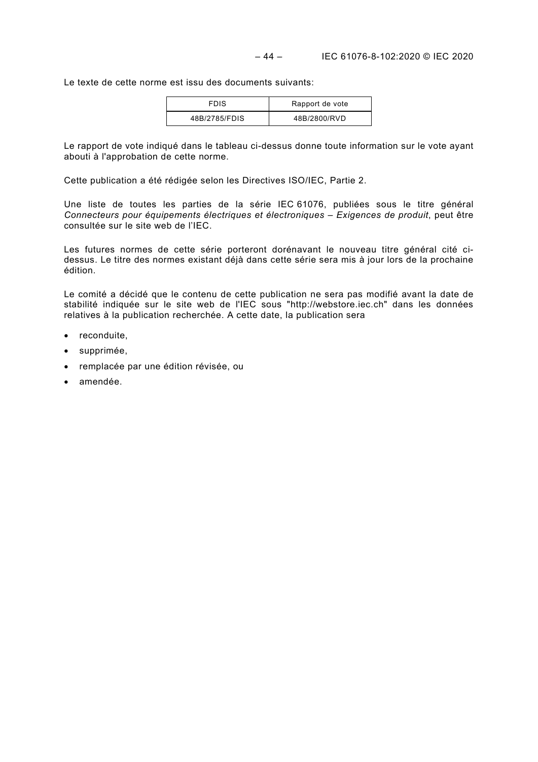Le texte de cette norme est issu des documents suivants:

| FDIS | Rapport de vote |
| --- | --- |
| 48B/2785/FDIS | 48B/2800/RVD |

Le rapport de vote indiqué dans le tableau ci-dessus donne toute information sur le vote ayant abouti à l'approbation de cette norme.

Cette publication a été rédigée selon les Directives ISO/IEC, Partie 2.

Une liste de toutes les parties de la série IEC 61076, publiées sous le titre général *Connecteurs pour équipements électriques et électroniques – Exigences de produit*, peut être consultée sur le site web de l'IEC.

Les futures normes de cette série porteront dorénavant le nouveau titre général cité ci-dessus. Le titre des normes existant déjà dans cette série sera mis à jour lors de la prochaine édition.

Le comité a décidé que le contenu de cette publication ne sera pas modifié avant la date de stabilité indiquée sur le site web de l'IEC sous "http://webstore.iec.ch" dans les données relatives à la publication recherchée. A cette date, la publication sera

- reconduite,
- supprimée,
- remplacée par une édition révisée, ou
- amendée.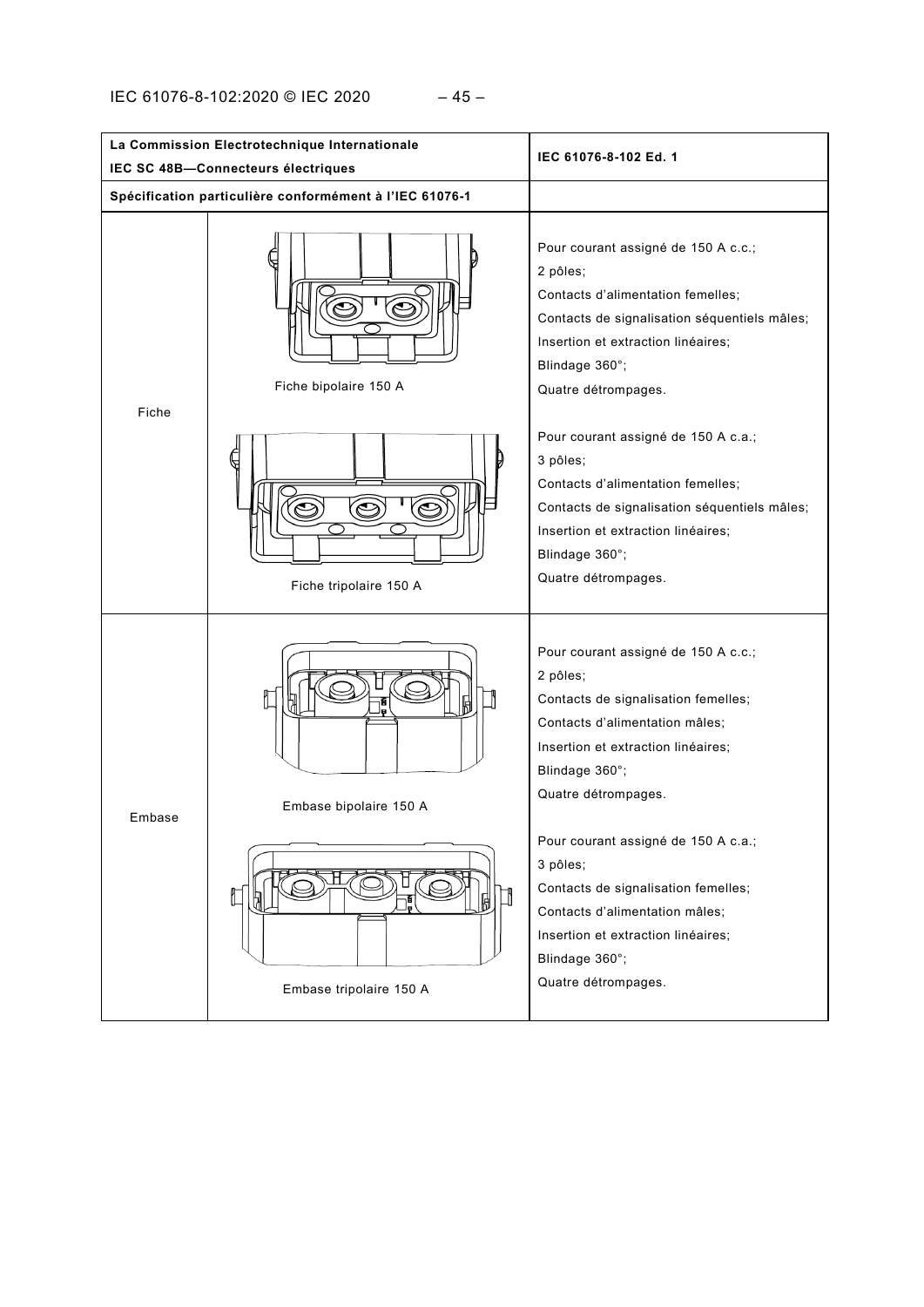| La Commission Electrotechnique Internationale<br>IEC SC 48B—Connecteurs électriques | | IEC 61076-8-102 Ed. 1 |
|---|---|---|
| **Spécification particulière conformément à l'IEC 61076-1** | | |
| Fiche | Fiche bipolaire 150 A<br><br>Fiche tripolaire 150 A | Pour courant assigné de 150 A c.c.;<br>2 pôles;<br>Contacts d'alimentation femelles;<br>Contacts de signalisation séquentiels mâles;<br>Insertion et extraction linéaires;<br>Blindage 360°;<br>Quatre détrompages.<br><br>Pour courant assigné de 150 A c.a.;<br>3 pôles;<br>Contacts d'alimentation femelles;<br>Contacts de signalisation séquentiels mâles;<br>Insertion et extraction linéaires;<br>Blindage 360°;<br>Quatre détrompages. |
| Embase | Embase bipolaire 150 A<br><br>Embase tripolaire 150 A | Pour courant assigné de 150 A c.c.;<br>2 pôles;<br>Contacts de signalisation femelles;<br>Contacts d'alimentation mâles;<br>Insertion et extraction linéaires;<br>Blindage 360°;<br>Quatre détrompages.<br><br>Pour courant assigné de 150 A c.a.;<br>3 pôles;<br>Contacts de signalisation femelles;<br>Contacts d'alimentation mâles;<br>Insertion et extraction linéaires;<br>Blindage 360°;<br>Quatre détrompages. |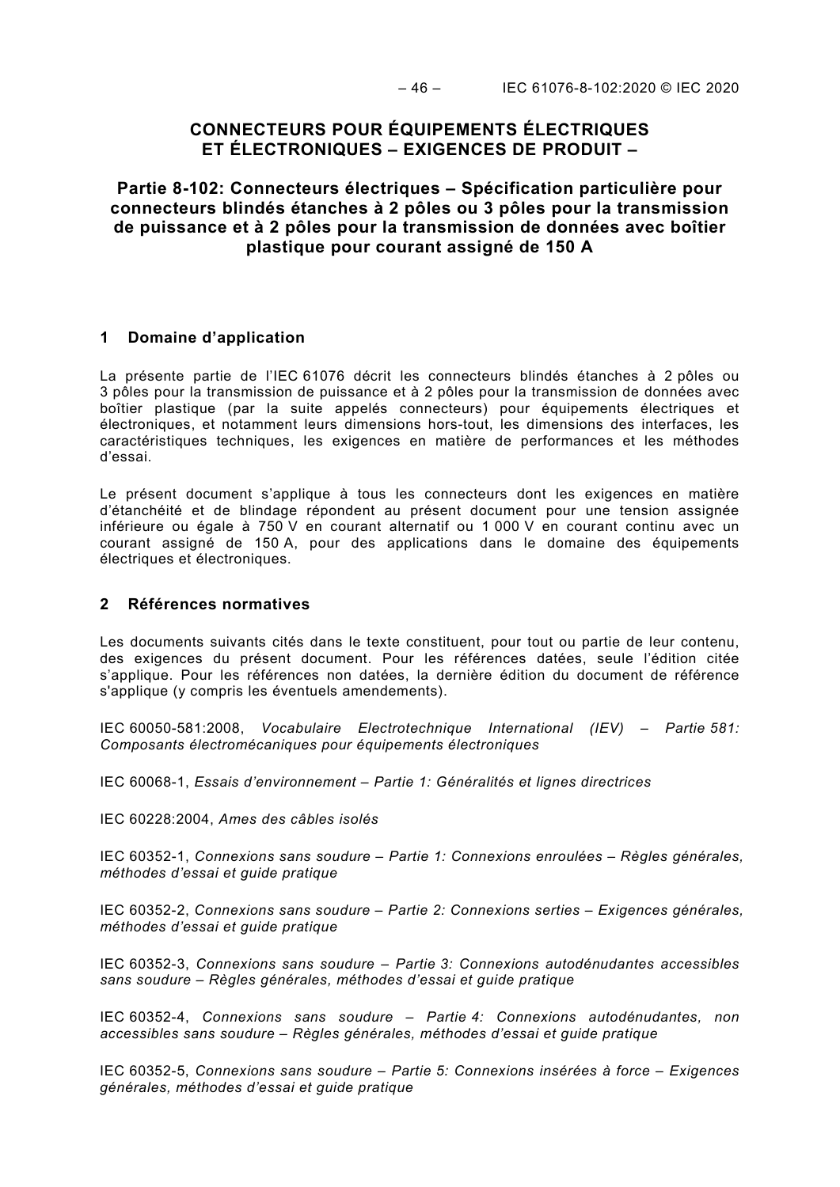# CONNECTEURS POUR ÉQUIPEMENTS ÉLECTRIQUES ET ÉLECTRONIQUES – EXIGENCES DE PRODUIT –

## Partie 8-102: Connecteurs électriques – Spécification particulière pour connecteurs blindés étanches à 2 pôles ou 3 pôles pour la transmission de puissance et à 2 pôles pour la transmission de données avec boîtier plastique pour courant assigné de 150 A

## 1 Domaine d'application

La présente partie de l'IEC 61076 décrit les connecteurs blindés étanches à 2 pôles ou 3 pôles pour la transmission de puissance et à 2 pôles pour la transmission de données avec boîtier plastique (par la suite appelés connecteurs) pour équipements électriques et électroniques, et notamment leurs dimensions hors-tout, les dimensions des interfaces, les caractéristiques techniques, les exigences en matière de performances et les méthodes d'essai.

Le présent document s'applique à tous les connecteurs dont les exigences en matière d'étanchéité et de blindage répondent au présent document pour une tension assignée inférieure ou égale à 750 V en courant alternatif ou 1 000 V en courant continu avec un courant assigné de 150 A, pour des applications dans le domaine des équipements électriques et électroniques.

## 2 Références normatives

Les documents suivants cités dans le texte constituent, pour tout ou partie de leur contenu, des exigences du présent document. Pour les références datées, seule l'édition citée s'applique. Pour les références non datées, la dernière édition du document de référence s'applique (y compris les éventuels amendements).

IEC 60050-581:2008, *Vocabulaire Electrotechnique International (IEV) – Partie 581: Composants électromécaniques pour équipements électroniques*

IEC 60068-1, *Essais d'environnement – Partie 1: Généralités et lignes directrices*

IEC 60228:2004, *Ames des câbles isolés*

IEC 60352-1, *Connexions sans soudure – Partie 1: Connexions enroulées – Règles générales, méthodes d'essai et guide pratique*

IEC 60352-2, *Connexions sans soudure – Partie 2: Connexions serties – Exigences générales, méthodes d'essai et guide pratique*

IEC 60352-3, *Connexions sans soudure – Partie 3: Connexions autodénudantes accessibles sans soudure – Règles générales, méthodes d'essai et guide pratique*

IEC 60352-4, *Connexions sans soudure – Partie 4: Connexions autodénudantes, non accessibles sans soudure – Règles générales, méthodes d'essai et guide pratique*

IEC 60352-5, *Connexions sans soudure – Partie 5: Connexions insérées à force – Exigences générales, méthodes d'essai et guide pratique*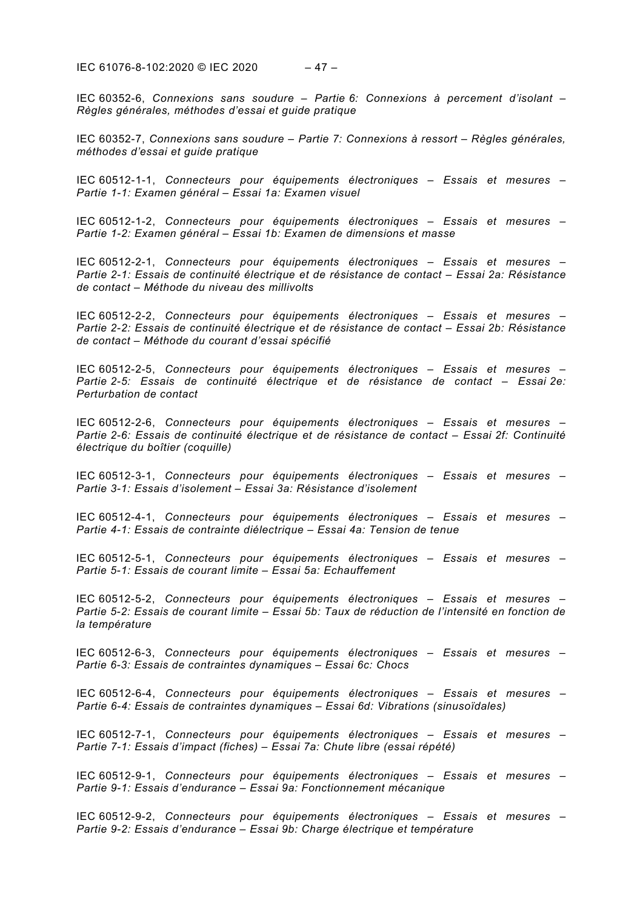IEC 60352-6, *Connexions sans soudure – Partie 6: Connexions à percement d'isolant – Règles générales, méthodes d'essai et guide pratique*

IEC 60352-7, *Connexions sans soudure – Partie 7: Connexions à ressort – Règles générales, méthodes d'essai et guide pratique*

IEC 60512-1-1, *Connecteurs pour équipements électroniques – Essais et mesures – Partie 1-1: Examen général – Essai 1a: Examen visuel*

IEC 60512-1-2, *Connecteurs pour équipements électroniques – Essais et mesures – Partie 1-2: Examen général – Essai 1b: Examen de dimensions et masse*

IEC 60512-2-1, *Connecteurs pour équipements électroniques – Essais et mesures – Partie 2-1: Essais de continuité électrique et de résistance de contact – Essai 2a: Résistance de contact – Méthode du niveau des millivolts*

IEC 60512-2-2, *Connecteurs pour équipements électroniques – Essais et mesures – Partie 2-2: Essais de continuité électrique et de résistance de contact – Essai 2b: Résistance de contact – Méthode du courant d'essai spécifié*

IEC 60512-2-5, *Connecteurs pour équipements électroniques – Essais et mesures – Partie 2-5: Essais de continuité électrique et de résistance de contact – Essai 2e: Perturbation de contact*

IEC 60512-2-6, *Connecteurs pour équipements électroniques – Essais et mesures – Partie 2-6: Essais de continuité électrique et de résistance de contact – Essai 2f: Continuité électrique du boîtier (coquille)*

IEC 60512-3-1, *Connecteurs pour équipements électroniques – Essais et mesures – Partie 3-1: Essais d'isolement – Essai 3a: Résistance d'isolement*

IEC 60512-4-1, *Connecteurs pour équipements électroniques – Essais et mesures – Partie 4-1: Essais de contrainte diélectrique – Essai 4a: Tension de tenue*

IEC 60512-5-1, *Connecteurs pour équipements électroniques – Essais et mesures – Partie 5-1: Essais de courant limite – Essai 5a: Echauffement*

IEC 60512-5-2, *Connecteurs pour équipements électroniques – Essais et mesures – Partie 5-2: Essais de courant limite – Essai 5b: Taux de réduction de l'intensité en fonction de la température*

IEC 60512-6-3, *Connecteurs pour équipements électroniques – Essais et mesures – Partie 6-3: Essais de contraintes dynamiques – Essai 6c: Chocs*

IEC 60512-6-4, *Connecteurs pour équipements électroniques – Essais et mesures – Partie 6-4: Essais de contraintes dynamiques – Essai 6d: Vibrations (sinusoïdales)*

IEC 60512-7-1, *Connecteurs pour équipements électroniques – Essais et mesures – Partie 7-1: Essais d'impact (fiches) – Essai 7a: Chute libre (essai répété)*

IEC 60512-9-1, *Connecteurs pour équipements électroniques – Essais et mesures – Partie 9-1: Essais d'endurance – Essai 9a: Fonctionnement mécanique*

IEC 60512-9-2, *Connecteurs pour équipements électroniques – Essais et mesures – Partie 9-2: Essais d'endurance – Essai 9b: Charge électrique et température*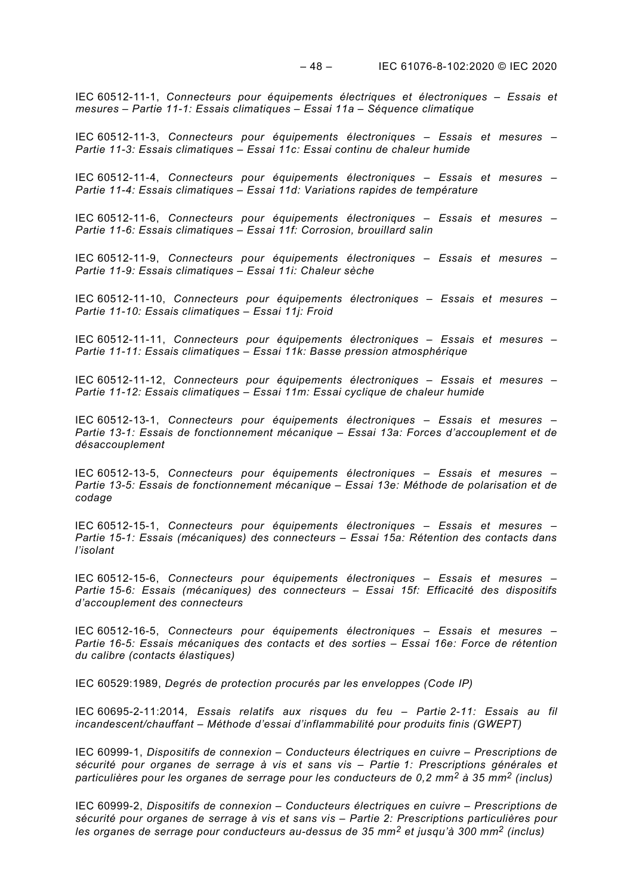IEC 60512-11-1, *Connecteurs pour équipements électriques et électroniques – Essais et mesures – Partie 11-1: Essais climatiques – Essai 11a – Séquence climatique*

IEC 60512-11-3, *Connecteurs pour équipements électroniques – Essais et mesures – Partie 11-3: Essais climatiques – Essai 11c: Essai continu de chaleur humide*

IEC 60512-11-4, *Connecteurs pour équipements électroniques – Essais et mesures – Partie 11-4: Essais climatiques – Essai 11d: Variations rapides de température*

IEC 60512-11-6, *Connecteurs pour équipements électroniques – Essais et mesures – Partie 11-6: Essais climatiques – Essai 11f: Corrosion, brouillard salin*

IEC 60512-11-9, *Connecteurs pour équipements électroniques – Essais et mesures – Partie 11-9: Essais climatiques – Essai 11i: Chaleur sèche*

IEC 60512-11-10, *Connecteurs pour équipements électroniques – Essais et mesures – Partie 11-10: Essais climatiques – Essai 11j: Froid*

IEC 60512-11-11, *Connecteurs pour équipements électroniques – Essais et mesures – Partie 11-11: Essais climatiques – Essai 11k: Basse pression atmosphérique*

IEC 60512-11-12, *Connecteurs pour équipements électroniques – Essais et mesures – Partie 11-12: Essais climatiques – Essai 11m: Essai cyclique de chaleur humide*

IEC 60512-13-1, *Connecteurs pour équipements électroniques – Essais et mesures – Partie 13-1: Essais de fonctionnement mécanique – Essai 13a: Forces d'accouplement et de désaccouplement*

IEC 60512-13-5, *Connecteurs pour équipements électroniques – Essais et mesures – Partie 13-5: Essais de fonctionnement mécanique – Essai 13e: Méthode de polarisation et de codage*

IEC 60512-15-1, *Connecteurs pour équipements électroniques – Essais et mesures – Partie 15-1: Essais (mécaniques) des connecteurs – Essai 15a: Rétention des contacts dans l'isolant*

IEC 60512-15-6, *Connecteurs pour équipements électroniques – Essais et mesures – Partie 15-6: Essais (mécaniques) des connecteurs – Essai 15f: Efficacité des dispositifs d'accouplement des connecteurs*

IEC 60512-16-5, *Connecteurs pour équipements électroniques – Essais et mesures – Partie 16-5: Essais mécaniques des contacts et des sorties – Essai 16e: Force de rétention du calibre (contacts élastiques)*

IEC 60529:1989, *Degrés de protection procurés par les enveloppes (Code IP)*

IEC 60695-2-11:2014*, Essais relatifs aux risques du feu – Partie 2-11: Essais au fil incandescent/chauffant – Méthode d'essai d'inflammabilité pour produits finis (GWEPT)*

IEC 60999-1, *Dispositifs de connexion – Conducteurs électriques en cuivre – Prescriptions de sécurité pour organes de serrage à vis et sans vis – Partie 1: Prescriptions générales et particulières pour les organes de serrage pour les conducteurs de 0,2 mm$^2$ à 35 mm$^2$ (inclus)*

IEC 60999-2, *Dispositifs de connexion – Conducteurs électriques en cuivre – Prescriptions de sécurité pour organes de serrage à vis et sans vis – Partie 2: Prescriptions particulières pour les organes de serrage pour conducteurs au-dessus de 35 mm$^2$ et jusqu'à 300 mm$^2$ (inclus)*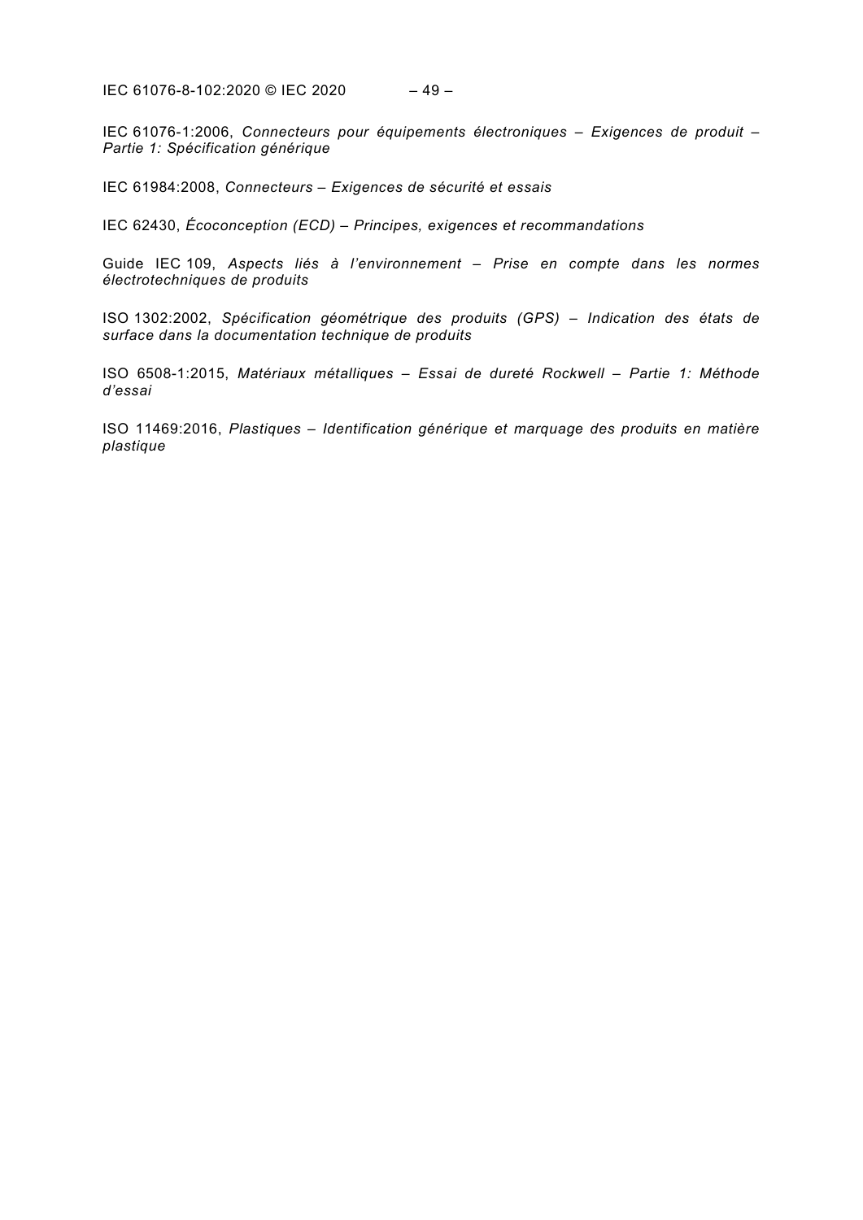IEC 61076-1:2006, *Connecteurs pour équipements électroniques – Exigences de produit – Partie 1: Spécification générique*

IEC 61984:2008, *Connecteurs – Exigences de sécurité et essais*

IEC 62430, *Écoconception (ECD) – Principes, exigences et recommandations*

Guide IEC 109, *Aspects liés à l'environnement – Prise en compte dans les normes électrotechniques de produits*

ISO 1302:2002, *Spécification géométrique des produits (GPS) – Indication des états de surface dans la documentation technique de produits*

ISO 6508-1:2015, *Matériaux métalliques – Essai de dureté Rockwell – Partie 1: Méthode d'essai*

ISO 11469:2016, *Plastiques – Identification générique et marquage des produits en matière plastique*